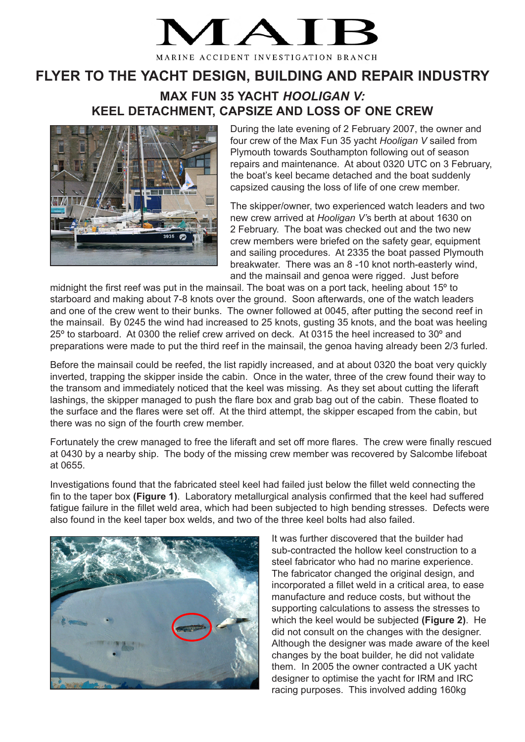# MAIB

MARINE ACCIDENT INVESTIGATION BRANCH

## FLYER TO THE YACHT DESIGN, BUILDING AND REPAIR INDUSTRY

### MAX FUN 35 YACHT *HOOLIGAN V:* KEEL DETACHMENT, CAPSIZE AND LOSS OF ONE CREW

During the late evening of 2 February 2007, the owner and four crew of the Max Fun 35 yacht *Hooligan V* sailed from Plymouth towards Southampton following out of season repairs and maintenance. At about 0320 UTC on 3 February, the boat's keel became detached and the boat suddenly capsized causing the loss of life of one crew member.

The skipper/owner, two experienced watch leaders and two new crew arrived at *Hooligan V's* berth at about 1630 on 2 February. The boat was checked out and the two new crew members were briefed on the safety gear, equipment and sailing procedures. At 2335 the boat passed Plymouth breakwater. There was an 8 -10 knot north-easterly wind, and the mainsail and genoa were rigged. Just before midnight the first reef was put in the mainsail. The boat was on a port tack, heeling about 15º to starboard and making about 7-8 knots over the ground. Soon afterwards, one of the watch leaders and one of the crew went to their bunks. The owner followed at 0045, after putting the second reef in the mainsail. By 0245 the wind had increased to 25 knots, gusting 35 knots, and the boat was heeling 25º to starboard. At 0300 the relief crew arrived on deck. At 0315 the heel increased to 30º and preparations were made to put the third reef in the mainsail, the genoa having already been 2/3 furled.

Before the mainsail could be reefed, the list rapidly increased, and at about 0320 the boat very quickly inverted, trapping the skipper inside the cabin. Once in the water, three of the crew found their way to the transom and immediately noticed that the keel was missing. As they set about cutting the liferaft lashings, the skipper managed to push the flare box and grab bag out of the cabin. These floated to the surface and the flares were set off. At the third attempt, the skipper escaped from the cabin, but there was no sign of the fourth crew member.

Fortunately the crew managed to free the liferaft and set off more flares. The crew were finally rescued at 0430 by a nearby ship. The body of the missing crew member was recovered by Salcombe lifeboat at 0655.

Investigations found that the fabricated steel keel had failed just below the fillet weld connecting the fin to the taper box **(Figure 1)**. Laboratory metallurgical analysis confirmed that the keel had suffered fatigue failure in the fillet weld area, which had been subjected to high bending stresses. Defects were also found in the keel taper box welds, and two of the three keel bolts had also failed.

It was further discovered that the builder had sub-contracted the hollow keel construction to a steel fabricator who had no marine experience. The fabricator changed the original design, and incorporated a fillet weld in a critical area, to ease manufacture and reduce costs, but without the supporting calculations to assess the stresses to which the keel would be subjected **(Figure 2)**. He did not consult on the changes with the designer. Although the designer was made aware of the keel changes by the boat builder, he did not validate them. In 2005 the owner contracted a UK yacht designer to optimise the yacht for IRM and IRC racing purposes. This involved adding 160kg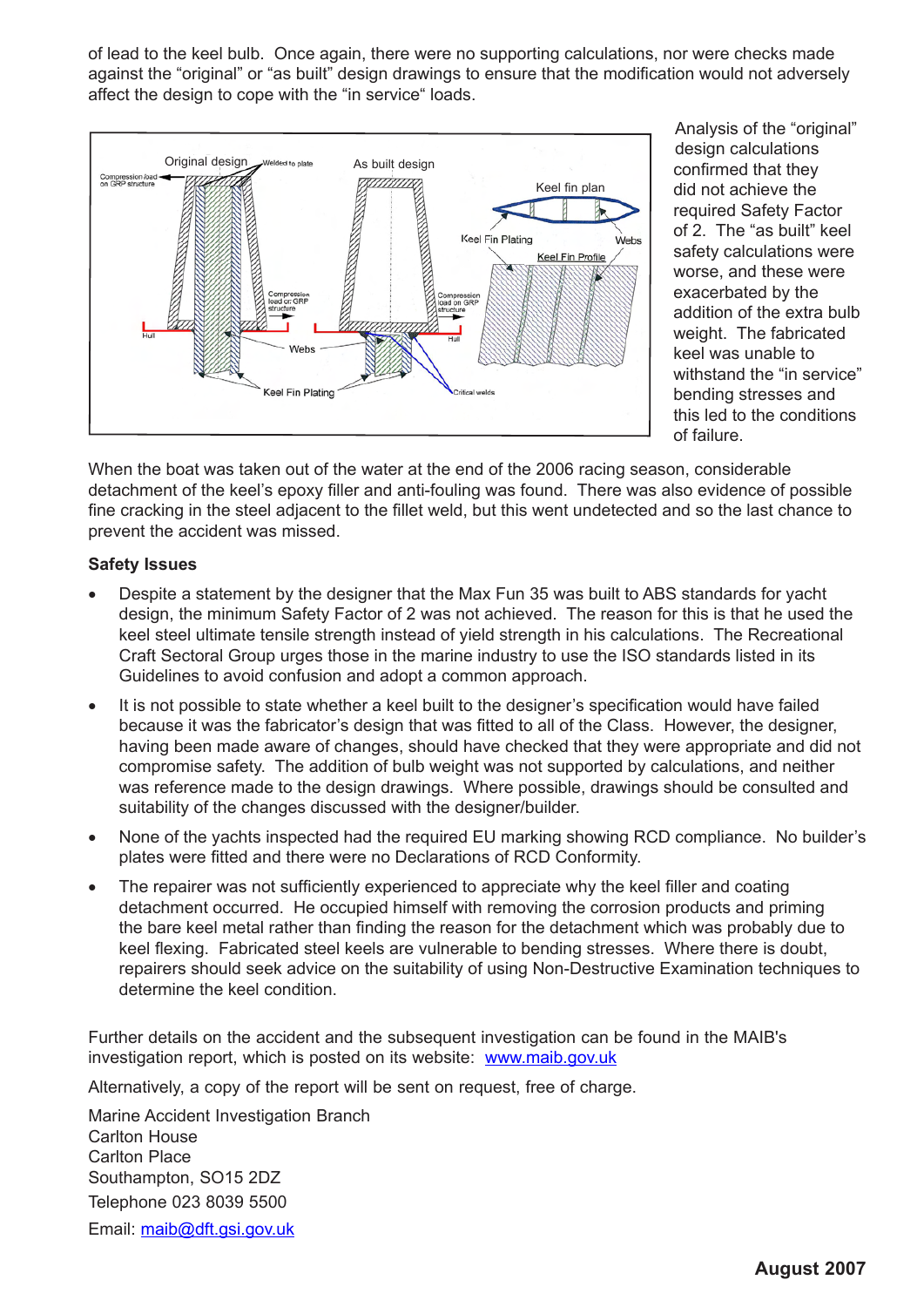of lead to the keel bulb. Once again, there were no supporting calculations, nor were checks made against the "original" or "as built" design drawings to ensure that the modification would not adversely affect the design to cope with the "in service" loads.

Original design
Welded to plate
Compression load on GRP structure
Compression load on GRP structure
Hull
Webs
Keel Fin Plating
As built design
Keel fin plan
Keel Fin Plating
Webs
Keel Fin Profile
Compression load on GRP structure
Hull
Critical welds

Analysis of the "original" design calculations confirmed that they did not achieve the required Safety Factor of 2. The "as built" keel safety calculations were worse, and these were exacerbated by the addition of the extra bulb weight. The fabricated keel was unable to withstand the "in service" bending stresses and this led to the conditions of failure.

When the boat was taken out of the water at the end of the 2006 racing season, considerable detachment of the keel's epoxy filler and anti-fouling was found. There was also evidence of possible fine cracking in the steel adjacent to the fillet weld, but this went undetected and so the last chance to prevent the accident was missed.

**Safety Issues**

- Despite a statement by the designer that the Max Fun 35 was built to ABS standards for yacht design, the minimum Safety Factor of 2 was not achieved. The reason for this is that he used the keel steel ultimate tensile strength instead of yield strength in his calculations. The Recreational Craft Sectoral Group urges those in the marine industry to use the ISO standards listed in its Guidelines to avoid confusion and adopt a common approach.
- It is not possible to state whether a keel built to the designer's specification would have failed because it was the fabricator's design that was fitted to all of the Class. However, the designer, having been made aware of changes, should have checked that they were appropriate and did not compromise safety. The addition of bulb weight was not supported by calculations, and neither was reference made to the design drawings. Where possible, drawings should be consulted and suitability of the changes discussed with the designer/builder.
- None of the yachts inspected had the required EU marking showing RCD compliance. No builder's plates were fitted and there were no Declarations of RCD Conformity.
- The repairer was not sufficiently experienced to appreciate why the keel filler and coating detachment occurred. He occupied himself with removing the corrosion products and priming the bare keel metal rather than finding the reason for the detachment which was probably due to keel flexing. Fabricated steel keels are vulnerable to bending stresses. Where there is doubt, repairers should seek advice on the suitability of using Non-Destructive Examination techniques to determine the keel condition.

Further details on the accident and the subsequent investigation can be found in the MAIB's investigation report, which is posted on its website: www.maib.gov.uk

Alternatively, a copy of the report will be sent on request, free of charge.

Marine Accident Investigation Branch
Carlton House
Carlton Place
Southampton, SO15 2DZ
Telephone 023 8039 5500
Email: maib@dft.gsi.gov.uk

**August 2007**